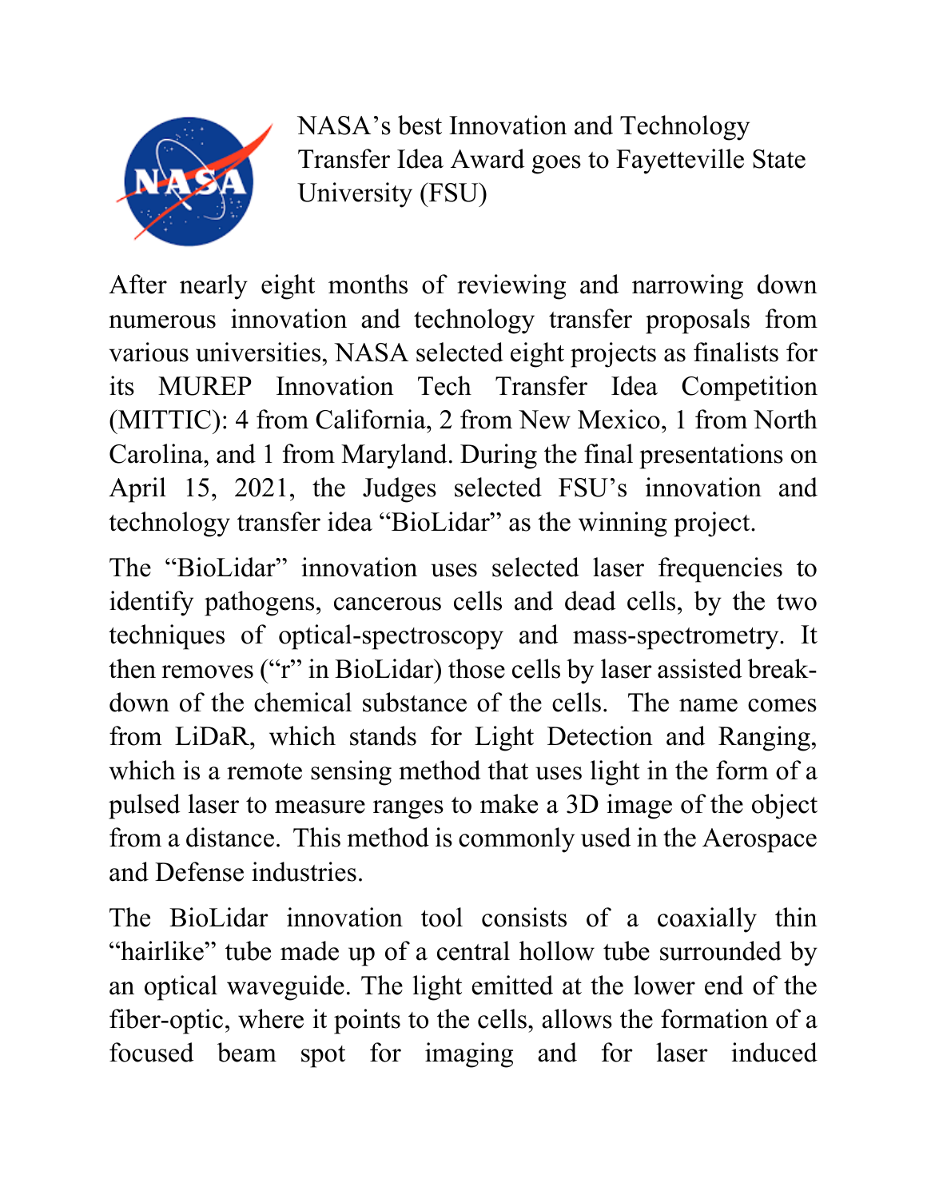# NASA's best Innovation and Technology Transfer Idea Award goes to Fayetteville State University (FSU)

After nearly eight months of reviewing and narrowing down numerous innovation and technology transfer proposals from various universities, NASA selected eight projects as finalists for its MUREP Innovation Tech Transfer Idea Competition (MITTIC): 4 from California, 2 from New Mexico, 1 from North Carolina, and 1 from Maryland. During the final presentations on April 15, 2021, the Judges selected FSU's innovation and technology transfer idea "BioLidar" as the winning project.

The "BioLidar" innovation uses selected laser frequencies to identify pathogens, cancerous cells and dead cells, by the two techniques of optical-spectroscopy and mass-spectrometry. It then removes ("r" in BioLidar) those cells by laser assisted breakdown of the chemical substance of the cells. The name comes from LiDaR, which stands for Light Detection and Ranging, which is a remote sensing method that uses light in the form of a pulsed laser to measure ranges to make a 3D image of the object from a distance. This method is commonly used in the Aerospace and Defense industries.

The BioLidar innovation tool consists of a coaxially thin "hairlike" tube made up of a central hollow tube surrounded by an optical waveguide. The light emitted at the lower end of the fiber-optic, where it points to the cells, allows the formation of a focused beam spot for imaging and for laser induced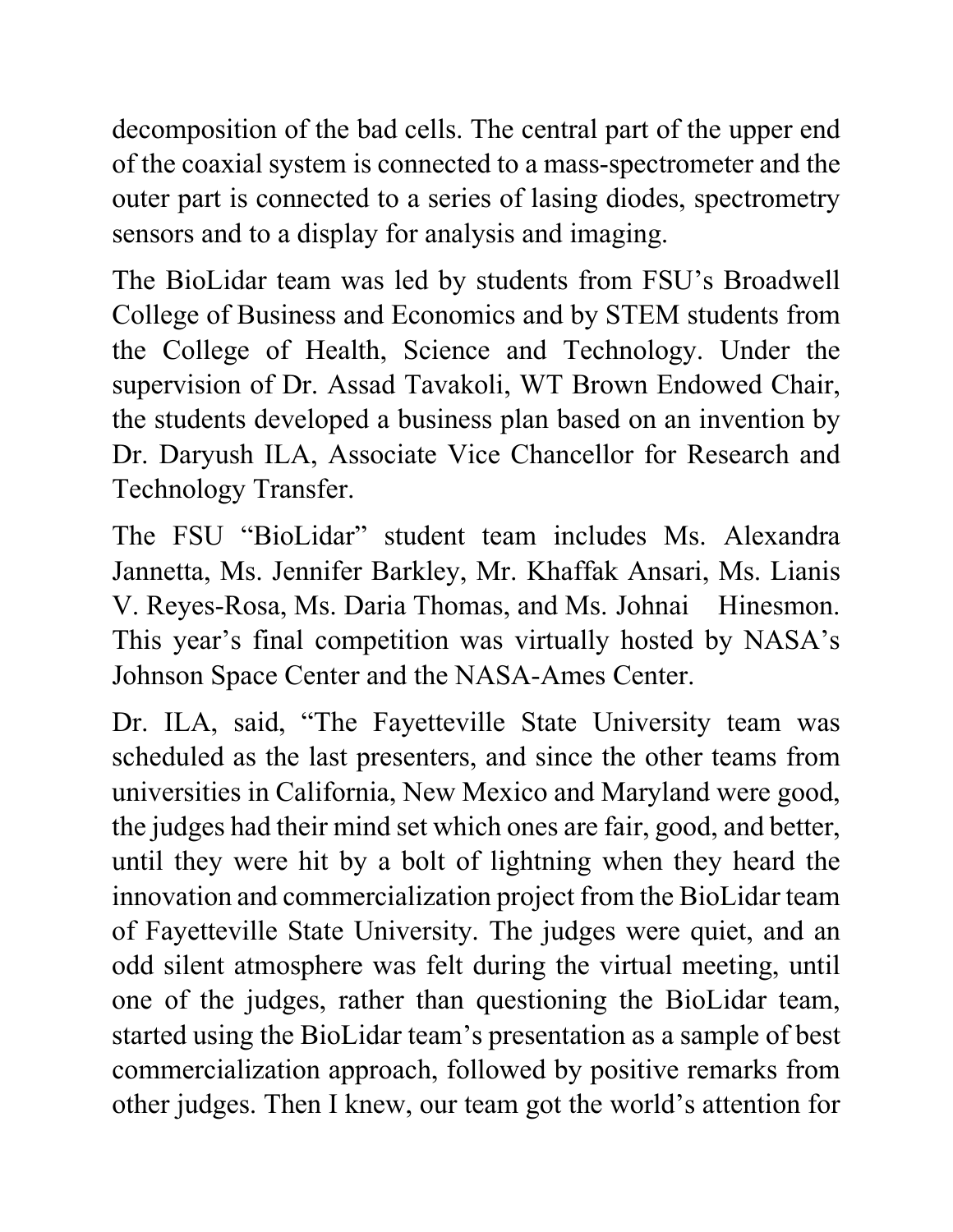decomposition of the bad cells. The central part of the upper end of the coaxial system is connected to a mass-spectrometer and the outer part is connected to a series of lasing diodes, spectrometry sensors and to a display for analysis and imaging.

The BioLidar team was led by students from FSU's Broadwell College of Business and Economics and by STEM students from the College of Health, Science and Technology. Under the supervision of Dr. Assad Tavakoli, WT Brown Endowed Chair, the students developed a business plan based on an invention by Dr. Daryush ILA, Associate Vice Chancellor for Research and Technology Transfer.

The FSU "BioLidar" student team includes Ms. Alexandra Jannetta, Ms. Jennifer Barkley, Mr. Khaffak Ansari, Ms. Lianis V. Reyes-Rosa, Ms. Daria Thomas, and Ms. Johnai Hinesmon. This year's final competition was virtually hosted by NASA's Johnson Space Center and the NASA-Ames Center.

Dr. ILA, said, "The Fayetteville State University team was scheduled as the last presenters, and since the other teams from universities in California, New Mexico and Maryland were good, the judges had their mind set which ones are fair, good, and better, until they were hit by a bolt of lightning when they heard the innovation and commercialization project from the BioLidar team of Fayetteville State University. The judges were quiet, and an odd silent atmosphere was felt during the virtual meeting, until one of the judges, rather than questioning the BioLidar team, started using the BioLidar team's presentation as a sample of best commercialization approach, followed by positive remarks from other judges. Then I knew, our team got the world's attention for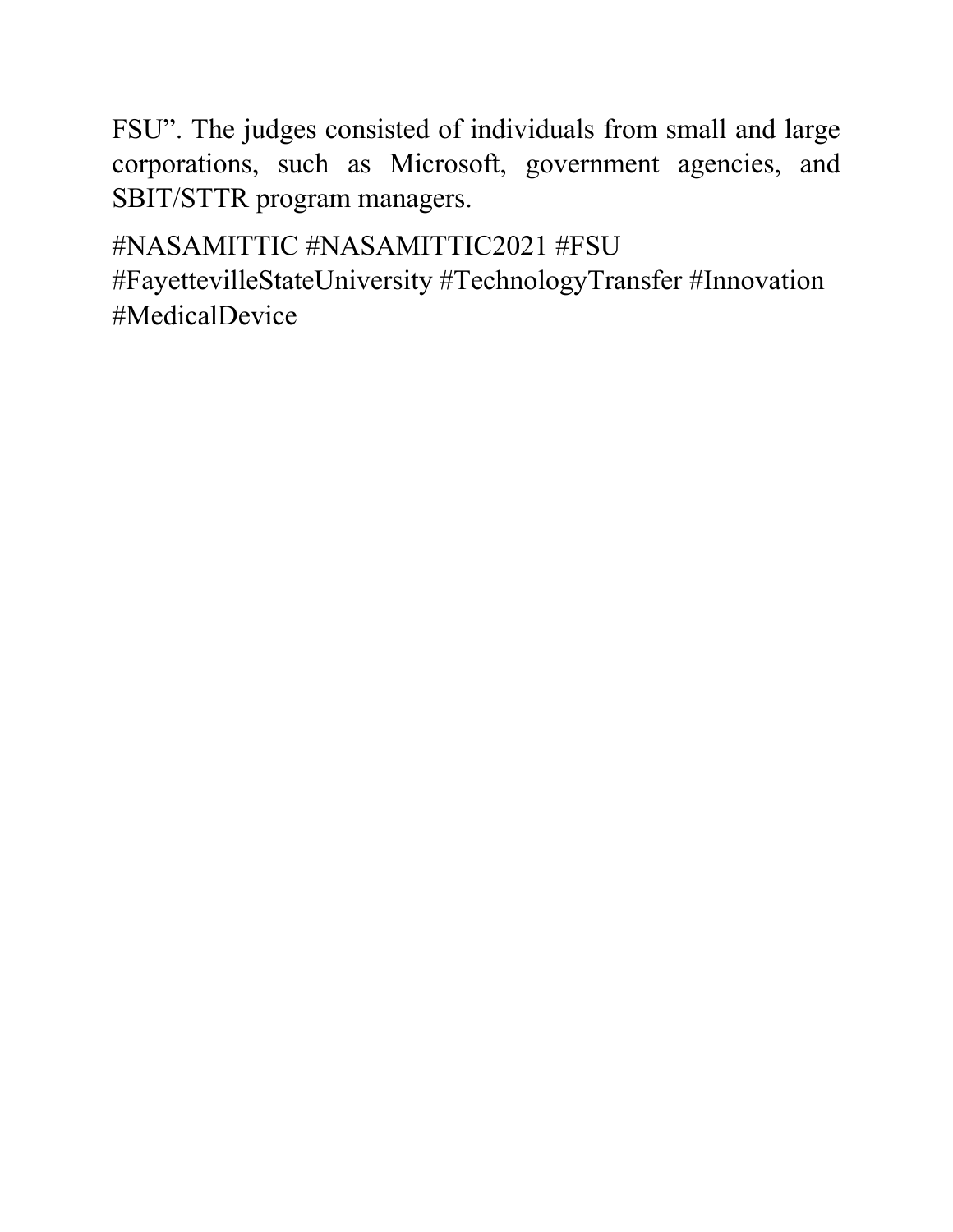FSU". The judges consisted of individuals from small and large corporations, such as Microsoft, government agencies, and SBIT/STTR program managers.

#NASAMITTIC #NASAMITTIC2021 #FSU #FayettevilleStateUniversity #TechnologyTransfer #Innovation #MedicalDevice